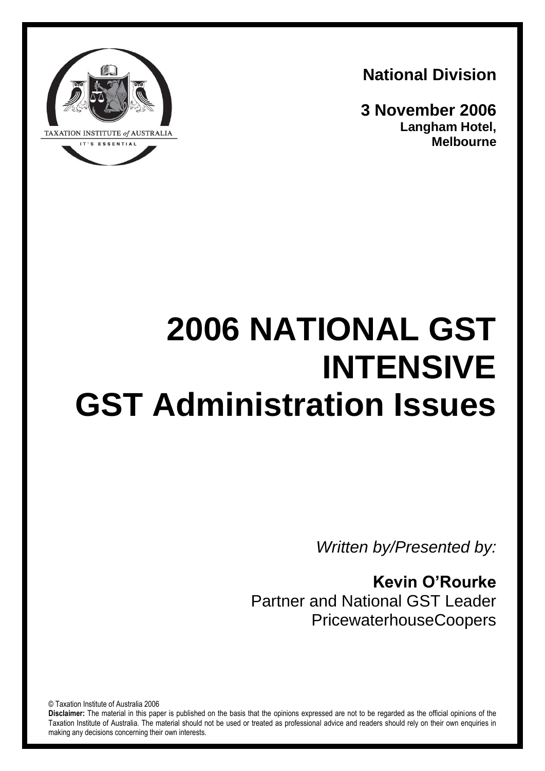TAXATION INSTITUTE *of* AUSTRALIA

IT'S ESSENTIAL

**National Division**

**3 November 2006**
**Langham Hotel, Melbourne**

# 2006 NATIONAL GST INTENSIVE
# GST Administration Issues

*Written by/Presented by:*

**Kevin O'Rourke**
Partner and National GST Leader
PricewaterhouseCoopers

© Taxation Institute of Australia 2006

**Disclaimer:** The material in this paper is published on the basis that the opinions expressed are not to be regarded as the official opinions of the Taxation Institute of Australia. The material should not be used or treated as professional advice and readers should rely on their own enquiries in making any decisions concerning their own interests.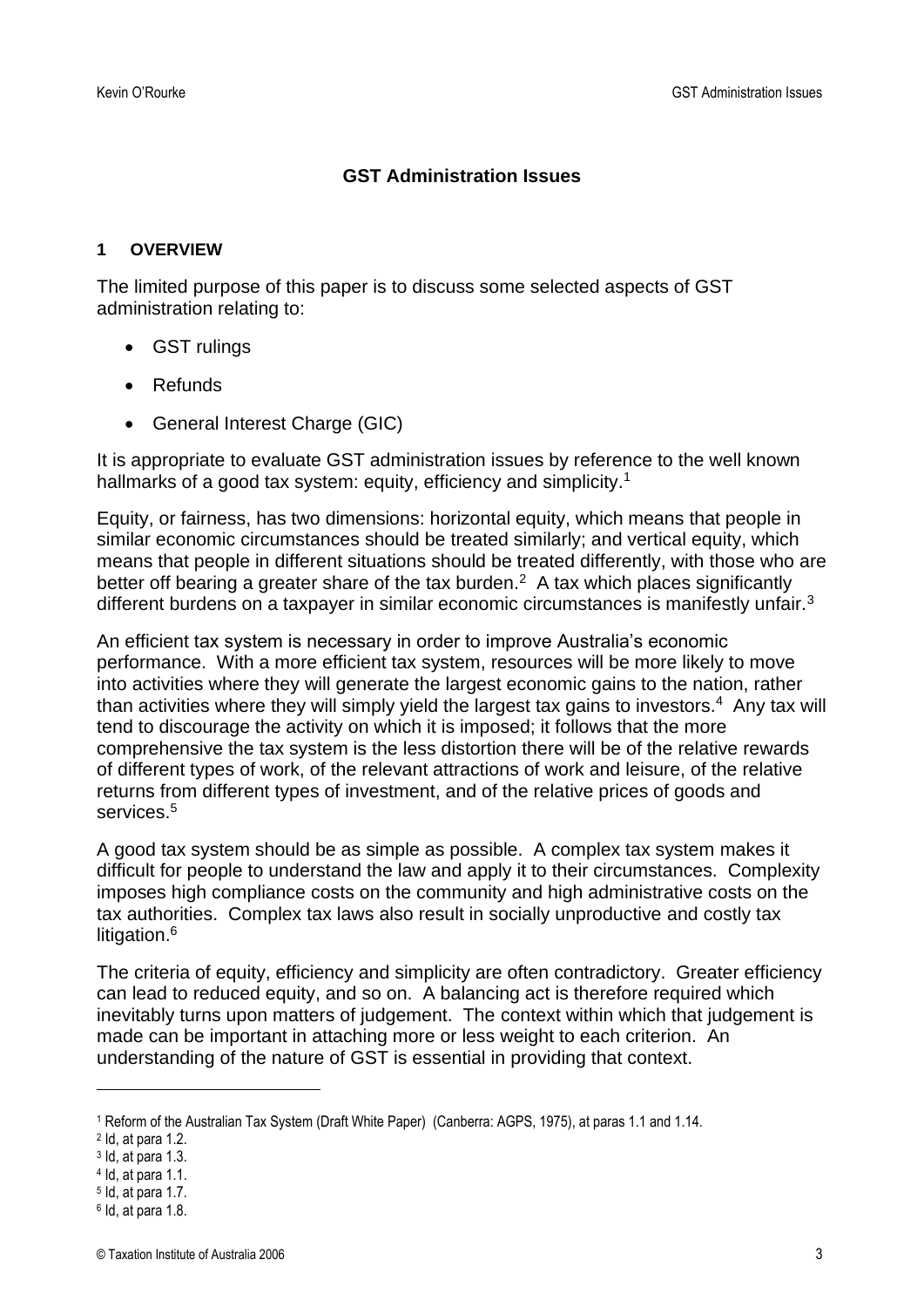## GST Administration Issues

### 1 OVERVIEW

The limited purpose of this paper is to discuss some selected aspects of GST administration relating to:

- GST rulings
- Refunds
- General Interest Charge (GIC)

It is appropriate to evaluate GST administration issues by reference to the well known hallmarks of a good tax system: equity, efficiency and simplicity.[1]

Equity, or fairness, has two dimensions: horizontal equity, which means that people in similar economic circumstances should be treated similarly; and vertical equity, which means that people in different situations should be treated differently, with those who are better off bearing a greater share of the tax burden.[2] A tax which places significantly different burdens on a taxpayer in similar economic circumstances is manifestly unfair.[3]

An efficient tax system is necessary in order to improve Australia's economic performance. With a more efficient tax system, resources will be more likely to move into activities where they will generate the largest economic gains to the nation, rather than activities where they will simply yield the largest tax gains to investors.[4] Any tax will tend to discourage the activity on which it is imposed; it follows that the more comprehensive the tax system is the less distortion there will be of the relative rewards of different types of work, of the relevant attractions of work and leisure, of the relative returns from different types of investment, and of the relative prices of goods and services.[5]

A good tax system should be as simple as possible. A complex tax system makes it difficult for people to understand the law and apply it to their circumstances. Complexity imposes high compliance costs on the community and high administrative costs on the tax authorities. Complex tax laws also result in socially unproductive and costly tax litigation.[6]

The criteria of equity, efficiency and simplicity are often contradictory. Greater efficiency can lead to reduced equity, and so on. A balancing act is therefore required which inevitably turns upon matters of judgement. The context within which that judgement is made can be important in attaching more or less weight to each criterion. An understanding of the nature of GST is essential in providing that context.

---

[1] Reform of the Australian Tax System (Draft White Paper) (Canberra: AGPS, 1975), at paras 1.1 and 1.14.
[2] Id, at para 1.2.
[3] Id, at para 1.3.
[4] Id, at para 1.1.
[5] Id, at para 1.7.
[6] Id, at para 1.8.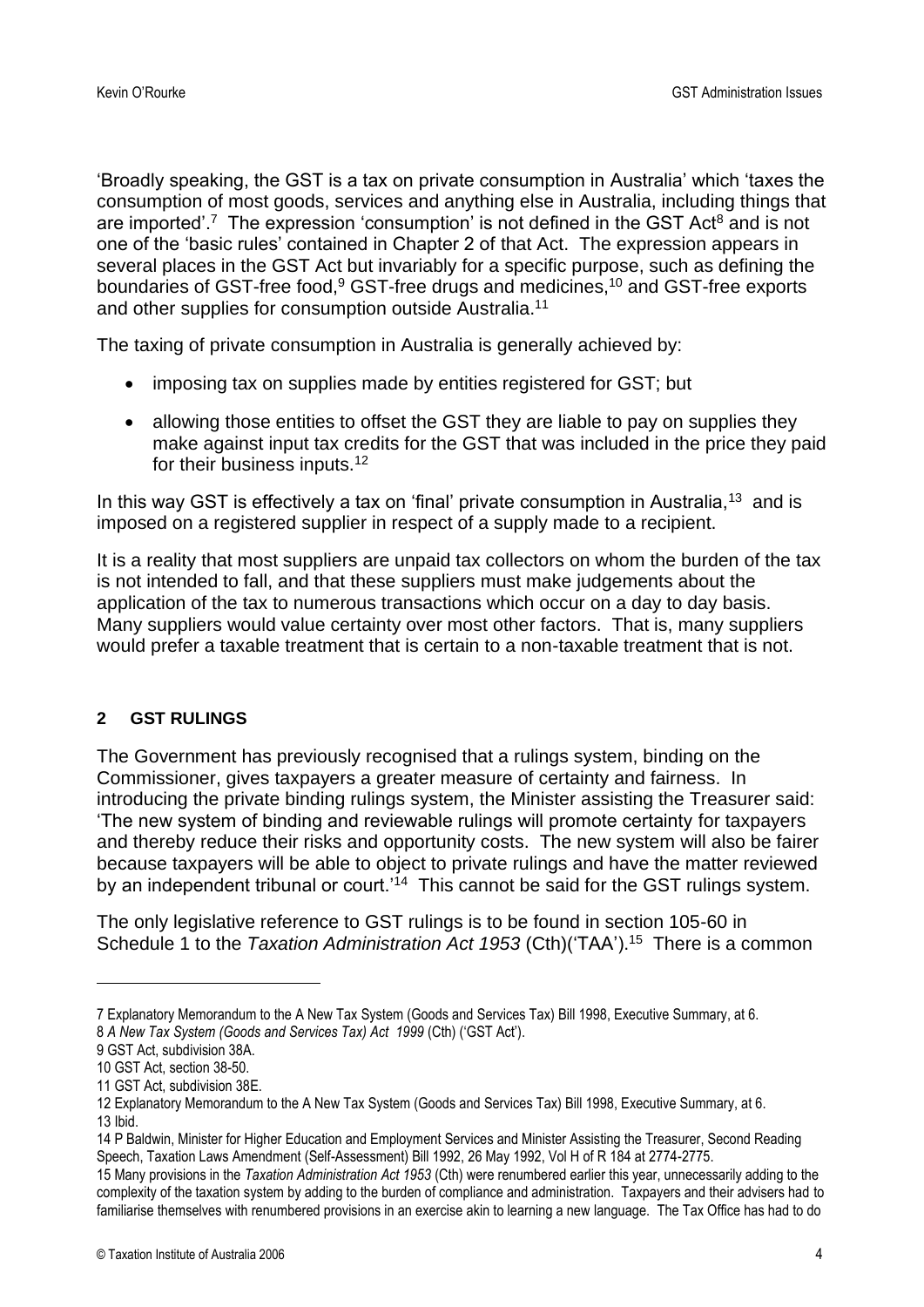'Broadly speaking, the GST is a tax on private consumption in Australia' which 'taxes the consumption of most goods, services and anything else in Australia, including things that are imported'.[7] The expression 'consumption' is not defined in the GST Act[8] and is not one of the 'basic rules' contained in Chapter 2 of that Act. The expression appears in several places in the GST Act but invariably for a specific purpose, such as defining the boundaries of GST-free food,[9] GST-free drugs and medicines,[10] and GST-free exports and other supplies for consumption outside Australia.[11]

The taxing of private consumption in Australia is generally achieved by:

- imposing tax on supplies made by entities registered for GST; but
- allowing those entities to offset the GST they are liable to pay on supplies they make against input tax credits for the GST that was included in the price they paid for their business inputs.[12]

In this way GST is effectively a tax on 'final' private consumption in Australia,[13] and is imposed on a registered supplier in respect of a supply made to a recipient.

It is a reality that most suppliers are unpaid tax collectors on whom the burden of the tax is not intended to fall, and that these suppliers must make judgements about the application of the tax to numerous transactions which occur on a day to day basis. Many suppliers would value certainty over most other factors. That is, many suppliers would prefer a taxable treatment that is certain to a non-taxable treatment that is not.

## 2 GST RULINGS

The Government has previously recognised that a rulings system, binding on the Commissioner, gives taxpayers a greater measure of certainty and fairness. In introducing the private binding rulings system, the Minister assisting the Treasurer said: 'The new system of binding and reviewable rulings will promote certainty for taxpayers and thereby reduce their risks and opportunity costs. The new system will also be fairer because taxpayers will be able to object to private rulings and have the matter reviewed by an independent tribunal or court.'[14] This cannot be said for the GST rulings system.

The only legislative reference to GST rulings is to be found in section 105-60 in Schedule 1 to the *Taxation Administration Act 1953* (Cth)('TAA').[15] There is a common

---

7 Explanatory Memorandum to the A New Tax System (Goods and Services Tax) Bill 1998, Executive Summary, at 6.

8 *A New Tax System (Goods and Services Tax) Act 1999* (Cth) ('GST Act').

9 GST Act, subdivision 38A.

10 GST Act, section 38-50.

11 GST Act, subdivision 38E.

12 Explanatory Memorandum to the A New Tax System (Goods and Services Tax) Bill 1998, Executive Summary, at 6.

13 Ibid.

14 P Baldwin, Minister for Higher Education and Employment Services and Minister Assisting the Treasurer, Second Reading Speech, Taxation Laws Amendment (Self-Assessment) Bill 1992, 26 May 1992, Vol H of R 184 at 2774-2775.

15 Many provisions in the *Taxation Administration Act 1953* (Cth) were renumbered earlier this year, unnecessarily adding to the complexity of the taxation system by adding to the burden of compliance and administration. Taxpayers and their advisers had to familiarise themselves with renumbered provisions in an exercise akin to learning a new language. The Tax Office has had to do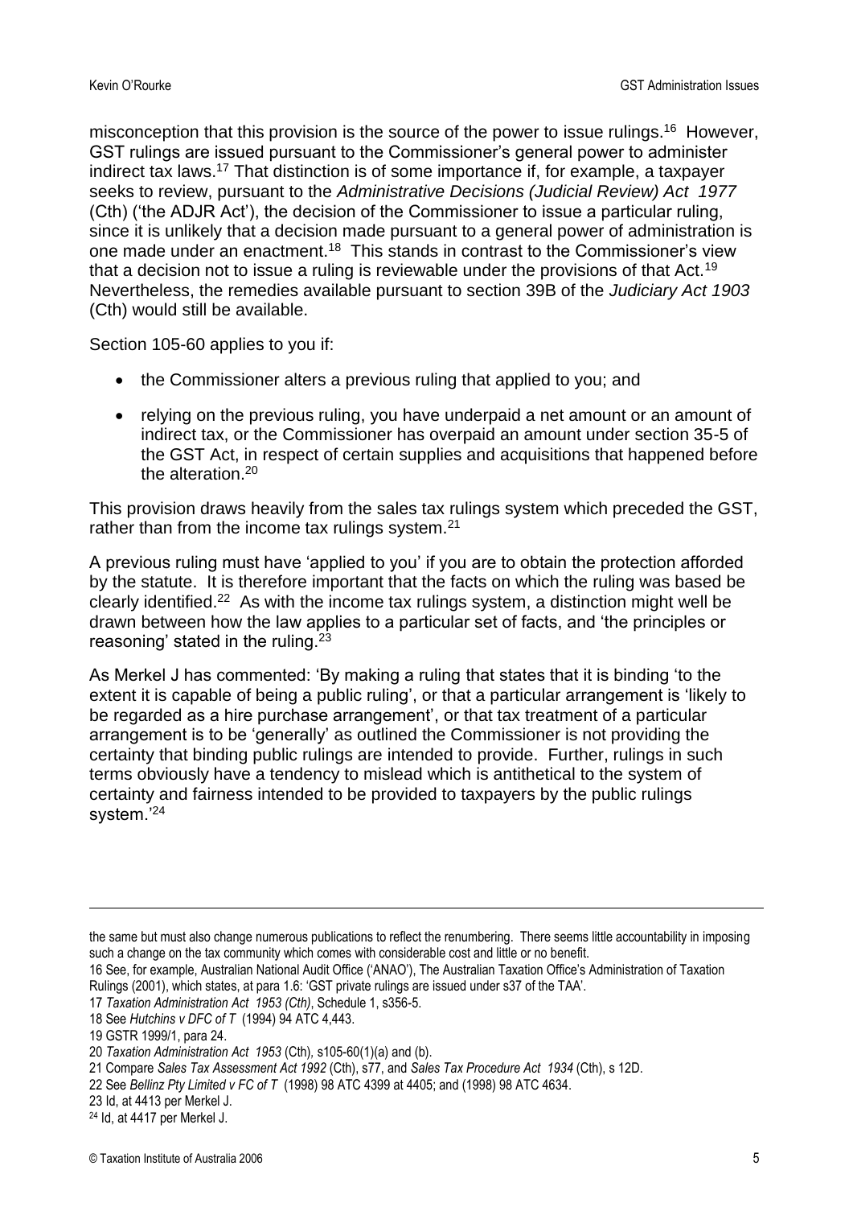misconception that this provision is the source of the power to issue rulings.[16] However, GST rulings are issued pursuant to the Commissioner's general power to administer indirect tax laws.[17] That distinction is of some importance if, for example, a taxpayer seeks to review, pursuant to the *Administrative Decisions (Judicial Review) Act 1977* (Cth) ('the ADJR Act'), the decision of the Commissioner to issue a particular ruling, since it is unlikely that a decision made pursuant to a general power of administration is one made under an enactment.[18] This stands in contrast to the Commissioner's view that a decision not to issue a ruling is reviewable under the provisions of that Act.[19] Nevertheless, the remedies available pursuant to section 39B of the *Judiciary Act 1903* (Cth) would still be available.

Section 105-60 applies to you if:

- the Commissioner alters a previous ruling that applied to you; and
- relying on the previous ruling, you have underpaid a net amount or an amount of indirect tax, or the Commissioner has overpaid an amount under section 35-5 of the GST Act, in respect of certain supplies and acquisitions that happened before the alteration.[20]

This provision draws heavily from the sales tax rulings system which preceded the GST, rather than from the income tax rulings system.[21]

A previous ruling must have 'applied to you' if you are to obtain the protection afforded by the statute. It is therefore important that the facts on which the ruling was based be clearly identified.[22] As with the income tax rulings system, a distinction might well be drawn between how the law applies to a particular set of facts, and 'the principles or reasoning' stated in the ruling.[23]

As Merkel J has commented: 'By making a ruling that states that it is binding 'to the extent it is capable of being a public ruling', or that a particular arrangement is 'likely to be regarded as a hire purchase arrangement', or that tax treatment of a particular arrangement is to be 'generally' as outlined the Commissioner is not providing the certainty that binding public rulings are intended to provide. Further, rulings in such terms obviously have a tendency to mislead which is antithetical to the system of certainty and fairness intended to be provided to taxpayers by the public rulings system.'[24]

---

the same but must also change numerous publications to reflect the renumbering. There seems little accountability in imposing such a change on the tax community which comes with considerable cost and little or no benefit.

16 See, for example, Australian National Audit Office ('ANAO'), The Australian Taxation Office's Administration of Taxation Rulings (2001), which states, at para 1.6: 'GST private rulings are issued under s37 of the TAA'.

17 *Taxation Administration Act 1953 (Cth)*, Schedule 1, s356-5.

18 See *Hutchins v DFC of T* (1994) 94 ATC 4,443.

19 GSTR 1999/1, para 24.

20 *Taxation Administration Act 1953* (Cth), s105-60(1)(a) and (b).

21 Compare *Sales Tax Assessment Act 1992* (Cth), s77, and *Sales Tax Procedure Act 1934* (Cth), s 12D.

22 See *Bellinz Pty Limited v FC of T* (1998) 98 ATC 4399 at 4405; and (1998) 98 ATC 4634.

23 Id, at 4413 per Merkel J.

24 Id, at 4417 per Merkel J.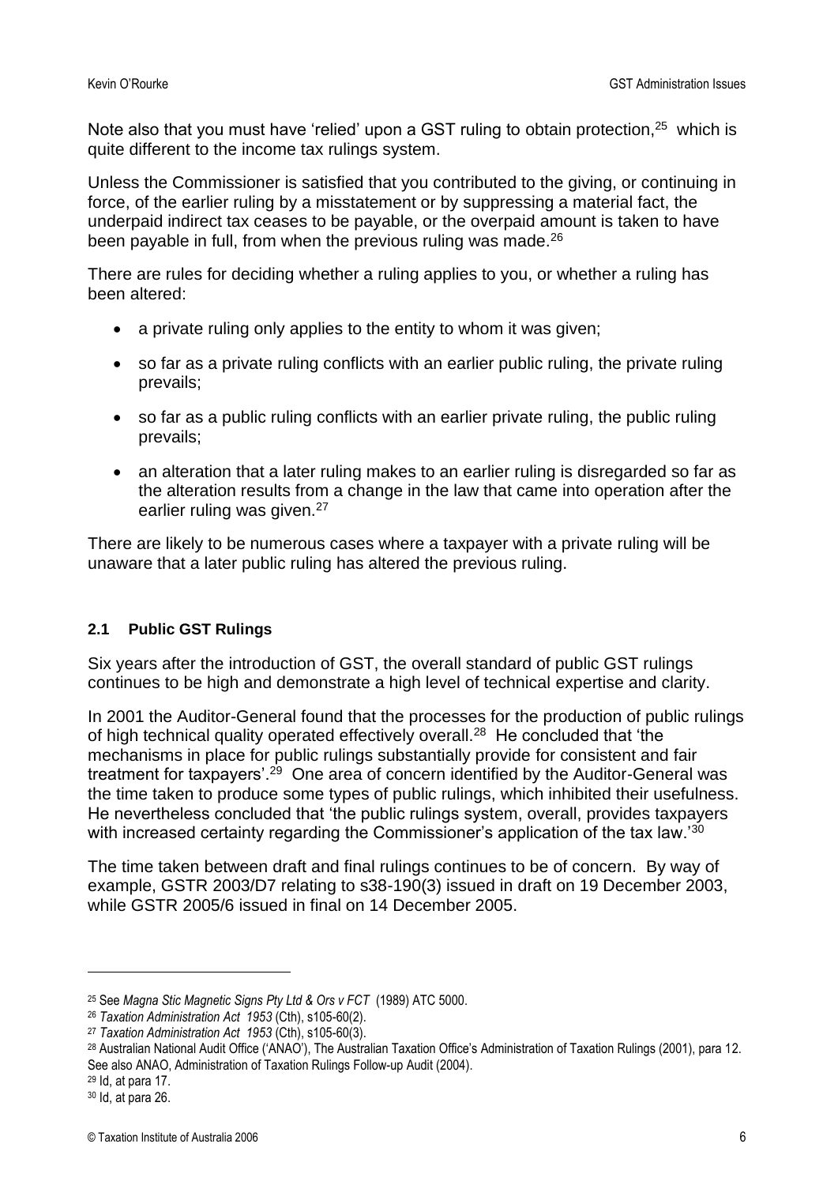Note also that you must have 'relied' upon a GST ruling to obtain protection,[25] which is quite different to the income tax rulings system.

Unless the Commissioner is satisfied that you contributed to the giving, or continuing in force, of the earlier ruling by a misstatement or by suppressing a material fact, the underpaid indirect tax ceases to be payable, or the overpaid amount is taken to have been payable in full, from when the previous ruling was made.[26]

There are rules for deciding whether a ruling applies to you, or whether a ruling has been altered:

- a private ruling only applies to the entity to whom it was given;
- so far as a private ruling conflicts with an earlier public ruling, the private ruling prevails;
- so far as a public ruling conflicts with an earlier private ruling, the public ruling prevails;
- an alteration that a later ruling makes to an earlier ruling is disregarded so far as the alteration results from a change in the law that came into operation after the earlier ruling was given.[27]

There are likely to be numerous cases where a taxpayer with a private ruling will be unaware that a later public ruling has altered the previous ruling.

### 2.1 Public GST Rulings

Six years after the introduction of GST, the overall standard of public GST rulings continues to be high and demonstrate a high level of technical expertise and clarity.

In 2001 the Auditor-General found that the processes for the production of public rulings of high technical quality operated effectively overall.[28] He concluded that 'the mechanisms in place for public rulings substantially provide for consistent and fair treatment for taxpayers'.[29] One area of concern identified by the Auditor-General was the time taken to produce some types of public rulings, which inhibited their usefulness. He nevertheless concluded that 'the public rulings system, overall, provides taxpayers with increased certainty regarding the Commissioner's application of the tax law.'[30]

The time taken between draft and final rulings continues to be of concern. By way of example, GSTR 2003/D7 relating to s38-190(3) issued in draft on 19 December 2003, while GSTR 2005/6 issued in final on 14 December 2005.

---

[25] See *Magna Stic Magnetic Signs Pty Ltd & Ors v FCT* (1989) ATC 5000.

[26] *Taxation Administration Act 1953* (Cth), s105-60(2).

[27] *Taxation Administration Act 1953* (Cth), s105-60(3).

[28] Australian National Audit Office ('ANAO'), The Australian Taxation Office's Administration of Taxation Rulings (2001), para 12. See also ANAO, Administration of Taxation Rulings Follow-up Audit (2004).

[29] Id, at para 17.

[30] Id, at para 26.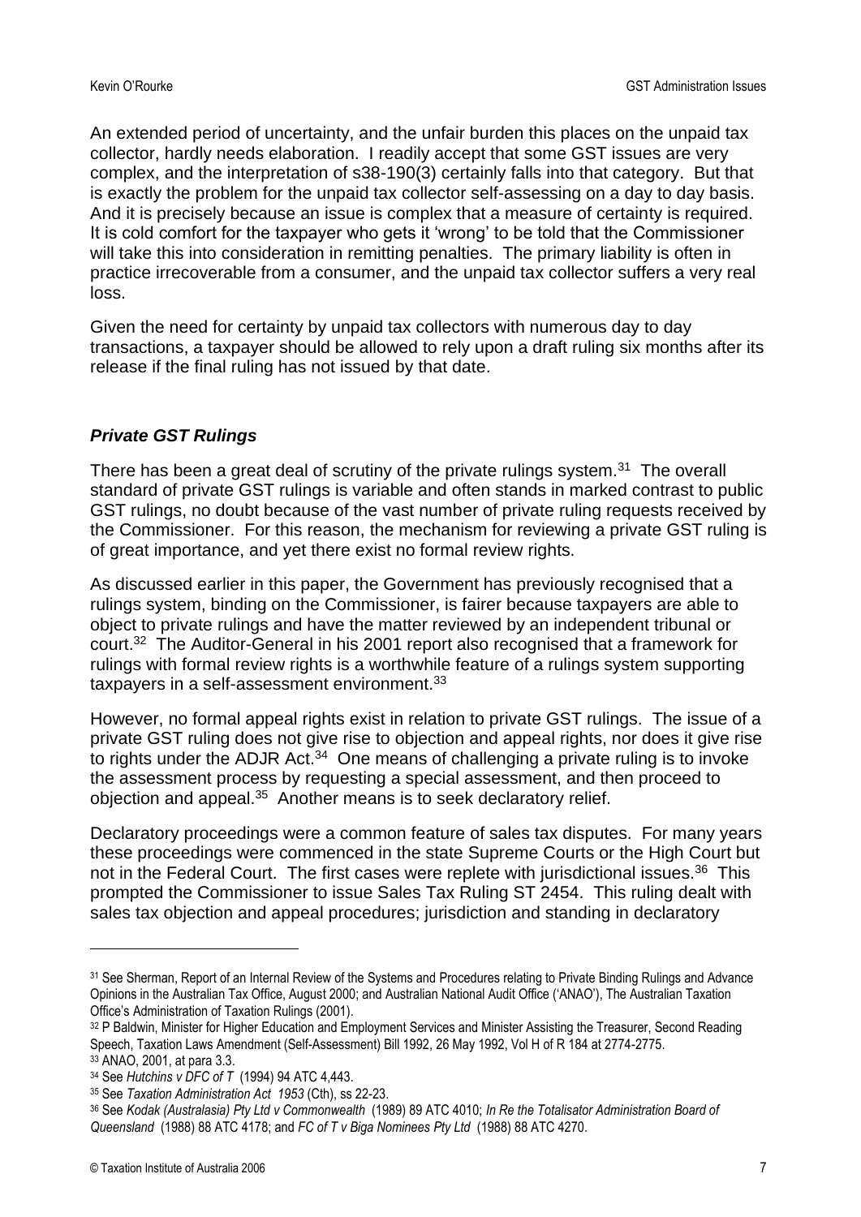An extended period of uncertainty, and the unfair burden this places on the unpaid tax collector, hardly needs elaboration. I readily accept that some GST issues are very complex, and the interpretation of s38-190(3) certainly falls into that category. But that is exactly the problem for the unpaid tax collector self-assessing on a day to day basis. And it is precisely because an issue is complex that a measure of certainty is required. It is cold comfort for the taxpayer who gets it 'wrong' to be told that the Commissioner will take this into consideration in remitting penalties. The primary liability is often in practice irrecoverable from a consumer, and the unpaid tax collector suffers a very real loss.

Given the need for certainty by unpaid tax collectors with numerous day to day transactions, a taxpayer should be allowed to rely upon a draft ruling six months after its release if the final ruling has not issued by that date.

### *Private GST Rulings*

There has been a great deal of scrutiny of the private rulings system.[31] The overall standard of private GST rulings is variable and often stands in marked contrast to public GST rulings, no doubt because of the vast number of private ruling requests received by the Commissioner. For this reason, the mechanism for reviewing a private GST ruling is of great importance, and yet there exist no formal review rights.

As discussed earlier in this paper, the Government has previously recognised that a rulings system, binding on the Commissioner, is fairer because taxpayers are able to object to private rulings and have the matter reviewed by an independent tribunal or court.[32] The Auditor-General in his 2001 report also recognised that a framework for rulings with formal review rights is a worthwhile feature of a rulings system supporting taxpayers in a self-assessment environment.[33]

However, no formal appeal rights exist in relation to private GST rulings. The issue of a private GST ruling does not give rise to objection and appeal rights, nor does it give rise to rights under the ADJR Act.[34] One means of challenging a private ruling is to invoke the assessment process by requesting a special assessment, and then proceed to objection and appeal.[35] Another means is to seek declaratory relief.

Declaratory proceedings were a common feature of sales tax disputes. For many years these proceedings were commenced in the state Supreme Courts or the High Court but not in the Federal Court. The first cases were replete with jurisdictional issues.[36] This prompted the Commissioner to issue Sales Tax Ruling ST 2454. This ruling dealt with sales tax objection and appeal procedures; jurisdiction and standing in declaratory

---

[31] See Sherman, Report of an Internal Review of the Systems and Procedures relating to Private Binding Rulings and Advance Opinions in the Australian Tax Office, August 2000; and Australian National Audit Office ('ANAO'), The Australian Taxation Office's Administration of Taxation Rulings (2001).

[32] P Baldwin, Minister for Higher Education and Employment Services and Minister Assisting the Treasurer, Second Reading Speech, Taxation Laws Amendment (Self-Assessment) Bill 1992, 26 May 1992, Vol H of R 184 at 2774-2775.

[33] ANAO, 2001, at para 3.3.

[34] See *Hutchins v DFC of T* (1994) 94 ATC 4,443.

[35] See *Taxation Administration Act 1953* (Cth), ss 22-23.

[36] See *Kodak (Australasia) Pty Ltd v Commonwealth* (1989) 89 ATC 4010; *In Re the Totalisator Administration Board of Queensland* (1988) 88 ATC 4178; and *FC of T v Biga Nominees Pty Ltd* (1988) 88 ATC 4270.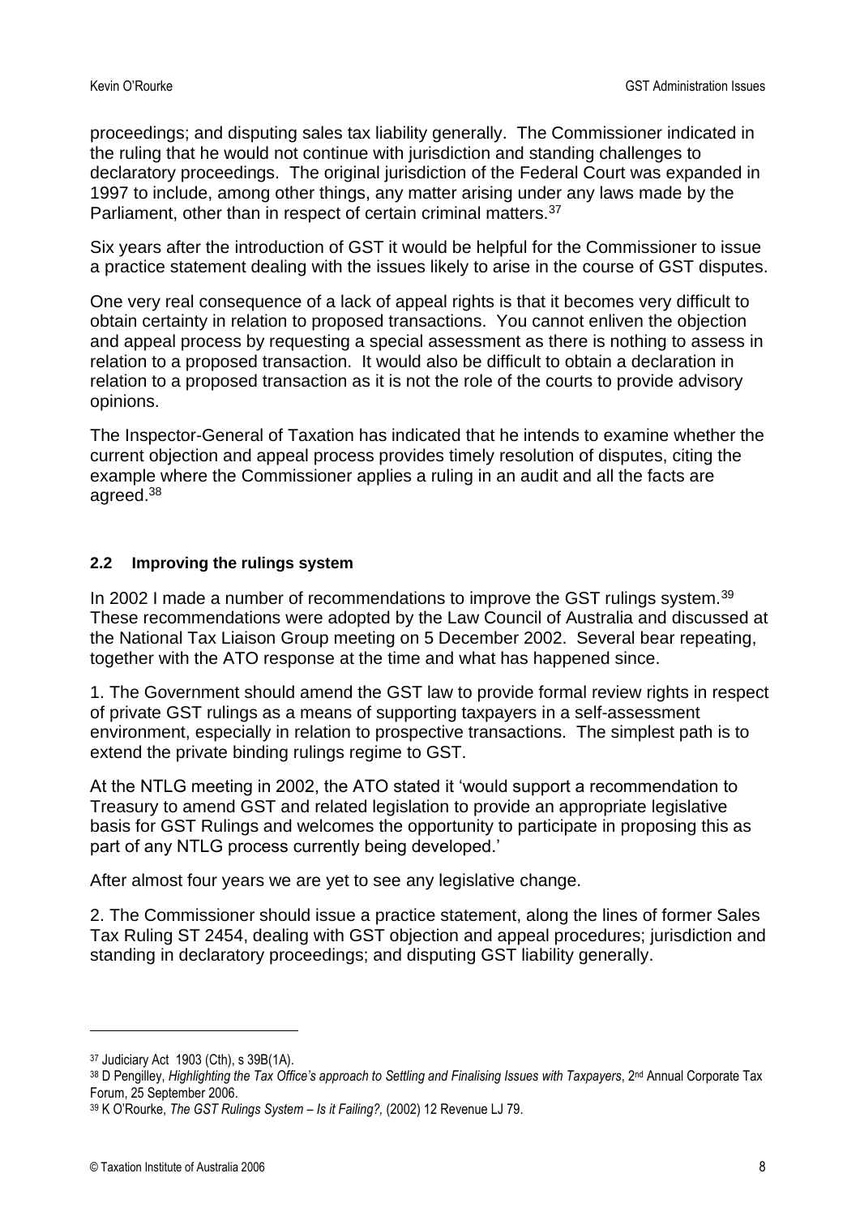proceedings; and disputing sales tax liability generally. The Commissioner indicated in the ruling that he would not continue with jurisdiction and standing challenges to declaratory proceedings. The original jurisdiction of the Federal Court was expanded in 1997 to include, among other things, any matter arising under any laws made by the Parliament, other than in respect of certain criminal matters.[37]

Six years after the introduction of GST it would be helpful for the Commissioner to issue a practice statement dealing with the issues likely to arise in the course of GST disputes.

One very real consequence of a lack of appeal rights is that it becomes very difficult to obtain certainty in relation to proposed transactions. You cannot enliven the objection and appeal process by requesting a special assessment as there is nothing to assess in relation to a proposed transaction. It would also be difficult to obtain a declaration in relation to a proposed transaction as it is not the role of the courts to provide advisory opinions.

The Inspector-General of Taxation has indicated that he intends to examine whether the current objection and appeal process provides timely resolution of disputes, citing the example where the Commissioner applies a ruling in an audit and all the facts are agreed.[38]

### 2.2 Improving the rulings system

In 2002 I made a number of recommendations to improve the GST rulings system.[39] These recommendations were adopted by the Law Council of Australia and discussed at the National Tax Liaison Group meeting on 5 December 2002. Several bear repeating, together with the ATO response at the time and what has happened since.

1. The Government should amend the GST law to provide formal review rights in respect of private GST rulings as a means of supporting taxpayers in a self-assessment environment, especially in relation to prospective transactions. The simplest path is to extend the private binding rulings regime to GST.

At the NTLG meeting in 2002, the ATO stated it 'would support a recommendation to Treasury to amend GST and related legislation to provide an appropriate legislative basis for GST Rulings and welcomes the opportunity to participate in proposing this as part of any NTLG process currently being developed.'

After almost four years we are yet to see any legislative change.

2. The Commissioner should issue a practice statement, along the lines of former Sales Tax Ruling ST 2454, dealing with GST objection and appeal procedures; jurisdiction and standing in declaratory proceedings; and disputing GST liability generally.

---

[37] Judiciary Act 1903 (Cth), s 39B(1A).

[38] D Pengilley, *Highlighting the Tax Office's approach to Settling and Finalising Issues with Taxpayers*, 2nd Annual Corporate Tax Forum, 25 September 2006.

[39] K O'Rourke, *The GST Rulings System – Is it Failing?,* (2002) 12 Revenue LJ 79.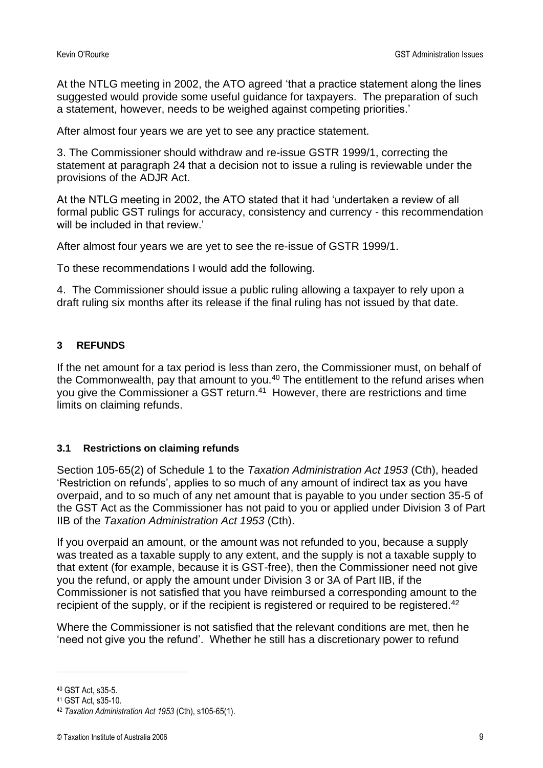At the NTLG meeting in 2002, the ATO agreed 'that a practice statement along the lines suggested would provide some useful guidance for taxpayers. The preparation of such a statement, however, needs to be weighed against competing priorities.'

After almost four years we are yet to see any practice statement.

3. The Commissioner should withdraw and re-issue GSTR 1999/1, correcting the statement at paragraph 24 that a decision not to issue a ruling is reviewable under the provisions of the ADJR Act.

At the NTLG meeting in 2002, the ATO stated that it had 'undertaken a review of all formal public GST rulings for accuracy, consistency and currency - this recommendation will be included in that review.'

After almost four years we are yet to see the re-issue of GSTR 1999/1.

To these recommendations I would add the following.

4. The Commissioner should issue a public ruling allowing a taxpayer to rely upon a draft ruling six months after its release if the final ruling has not issued by that date.

## 3 REFUNDS

If the net amount for a tax period is less than zero, the Commissioner must, on behalf of the Commonwealth, pay that amount to you.[40] The entitlement to the refund arises when you give the Commissioner a GST return.[41] However, there are restrictions and time limits on claiming refunds.

### 3.1 Restrictions on claiming refunds

Section 105-65(2) of Schedule 1 to the *Taxation Administration Act 1953* (Cth), headed 'Restriction on refunds', applies to so much of any amount of indirect tax as you have overpaid, and to so much of any net amount that is payable to you under section 35-5 of the GST Act as the Commissioner has not paid to you or applied under Division 3 of Part IIB of the *Taxation Administration Act 1953* (Cth).

If you overpaid an amount, or the amount was not refunded to you, because a supply was treated as a taxable supply to any extent, and the supply is not a taxable supply to that extent (for example, because it is GST-free), then the Commissioner need not give you the refund, or apply the amount under Division 3 or 3A of Part IIB, if the Commissioner is not satisfied that you have reimbursed a corresponding amount to the recipient of the supply, or if the recipient is registered or required to be registered.[42]

Where the Commissioner is not satisfied that the relevant conditions are met, then he 'need not give you the refund'. Whether he still has a discretionary power to refund

[40] GST Act, s35-5.

[41] GST Act, s35-10.

[42] *Taxation Administration Act 1953* (Cth), s105-65(1).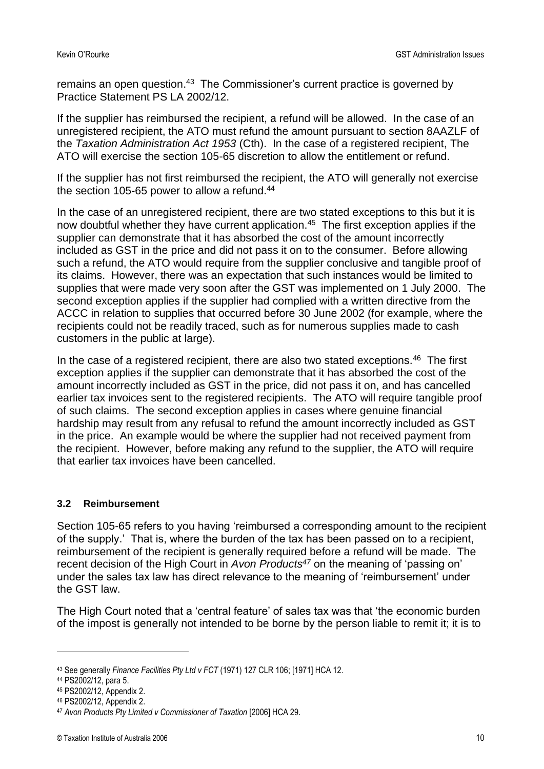remains an open question.[43] The Commissioner's current practice is governed by Practice Statement PS LA 2002/12.

If the supplier has reimbursed the recipient, a refund will be allowed. In the case of an unregistered recipient, the ATO must refund the amount pursuant to section 8AAZLF of the *Taxation Administration Act 1953* (Cth). In the case of a registered recipient, The ATO will exercise the section 105-65 discretion to allow the entitlement or refund.

If the supplier has not first reimbursed the recipient, the ATO will generally not exercise the section 105-65 power to allow a refund.[44]

In the case of an unregistered recipient, there are two stated exceptions to this but it is now doubtful whether they have current application.[45] The first exception applies if the supplier can demonstrate that it has absorbed the cost of the amount incorrectly included as GST in the price and did not pass it on to the consumer. Before allowing such a refund, the ATO would require from the supplier conclusive and tangible proof of its claims. However, there was an expectation that such instances would be limited to supplies that were made very soon after the GST was implemented on 1 July 2000. The second exception applies if the supplier had complied with a written directive from the ACCC in relation to supplies that occurred before 30 June 2002 (for example, where the recipients could not be readily traced, such as for numerous supplies made to cash customers in the public at large).

In the case of a registered recipient, there are also two stated exceptions.[46] The first exception applies if the supplier can demonstrate that it has absorbed the cost of the amount incorrectly included as GST in the price, did not pass it on, and has cancelled earlier tax invoices sent to the registered recipients. The ATO will require tangible proof of such claims. The second exception applies in cases where genuine financial hardship may result from any refusal to refund the amount incorrectly included as GST in the price. An example would be where the supplier had not received payment from the recipient. However, before making any refund to the supplier, the ATO will require that earlier tax invoices have been cancelled.

### 3.2 Reimbursement

Section 105-65 refers to you having 'reimbursed a corresponding amount to the recipient of the supply.' That is, where the burden of the tax has been passed on to a recipient, reimbursement of the recipient is generally required before a refund will be made. The recent decision of the High Court in *Avon Products*[47] on the meaning of 'passing on' under the sales tax law has direct relevance to the meaning of 'reimbursement' under the GST law.

The High Court noted that a 'central feature' of sales tax was that 'the economic burden of the impost is generally not intended to be borne by the person liable to remit it; it is to

---

[43] See generally *Finance Facilities Pty Ltd v FCT* (1971) 127 CLR 106; [1971] HCA 12.

[44] PS2002/12, para 5.

[45] PS2002/12, Appendix 2.

[46] PS2002/12, Appendix 2.

[47] *Avon Products Pty Limited v Commissioner of Taxation* [2006] HCA 29.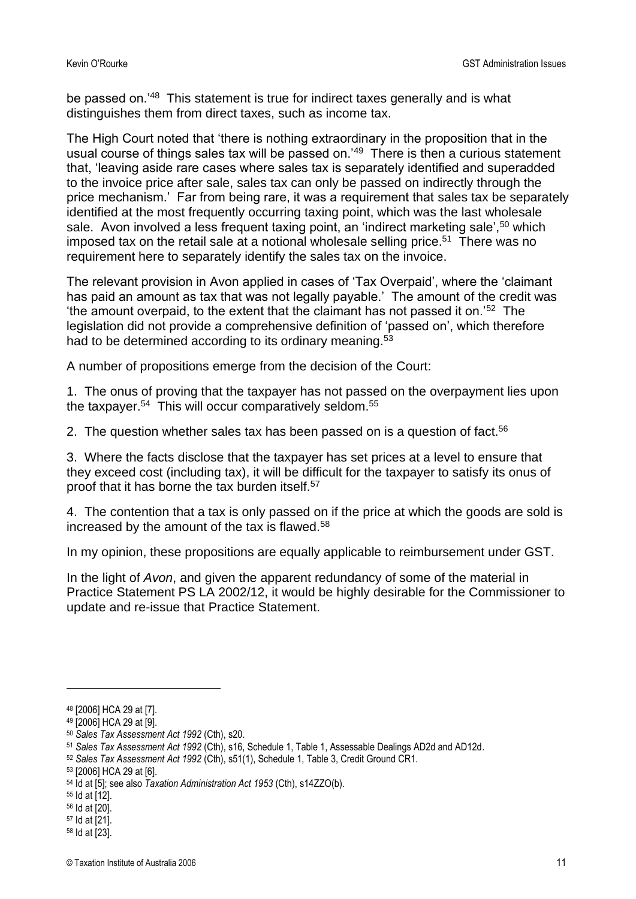be passed on.'[48] This statement is true for indirect taxes generally and is what distinguishes them from direct taxes, such as income tax.

The High Court noted that 'there is nothing extraordinary in the proposition that in the usual course of things sales tax will be passed on.'[49] There is then a curious statement that, 'leaving aside rare cases where sales tax is separately identified and superadded to the invoice price after sale, sales tax can only be passed on indirectly through the price mechanism.' Far from being rare, it was a requirement that sales tax be separately identified at the most frequently occurring taxing point, which was the last wholesale sale. Avon involved a less frequent taxing point, an 'indirect marketing sale',[50] which imposed tax on the retail sale at a notional wholesale selling price.[51] There was no requirement here to separately identify the sales tax on the invoice.

The relevant provision in Avon applied in cases of 'Tax Overpaid', where the 'claimant has paid an amount as tax that was not legally payable.' The amount of the credit was 'the amount overpaid, to the extent that the claimant has not passed it on.'[52] The legislation did not provide a comprehensive definition of 'passed on', which therefore had to be determined according to its ordinary meaning.[53]

A number of propositions emerge from the decision of the Court:

1. The onus of proving that the taxpayer has not passed on the overpayment lies upon the taxpayer.[54] This will occur comparatively seldom.[55]

2. The question whether sales tax has been passed on is a question of fact.[56]

3. Where the facts disclose that the taxpayer has set prices at a level to ensure that they exceed cost (including tax), it will be difficult for the taxpayer to satisfy its onus of proof that it has borne the tax burden itself.[57]

4. The contention that a tax is only passed on if the price at which the goods are sold is increased by the amount of the tax is flawed.[58]

In my opinion, these propositions are equally applicable to reimbursement under GST.

In the light of *Avon*, and given the apparent redundancy of some of the material in Practice Statement PS LA 2002/12, it would be highly desirable for the Commissioner to update and re-issue that Practice Statement.

---

[48] [2006] HCA 29 at [7].
[49] [2006] HCA 29 at [9].
[50] *Sales Tax Assessment Act 1992* (Cth), s20.
[51] *Sales Tax Assessment Act 1992* (Cth), s16, Schedule 1, Table 1, Assessable Dealings AD2d and AD12d.
[52] *Sales Tax Assessment Act 1992* (Cth), s51(1), Schedule 1, Table 3, Credit Ground CR1.
[53] [2006] HCA 29 at [6].
[54] Id at [5]; see also *Taxation Administration Act 1953* (Cth), s14ZZO(b).
[55] Id at [12].
[56] Id at [20].
[57] Id at [21].
[58] Id at [23].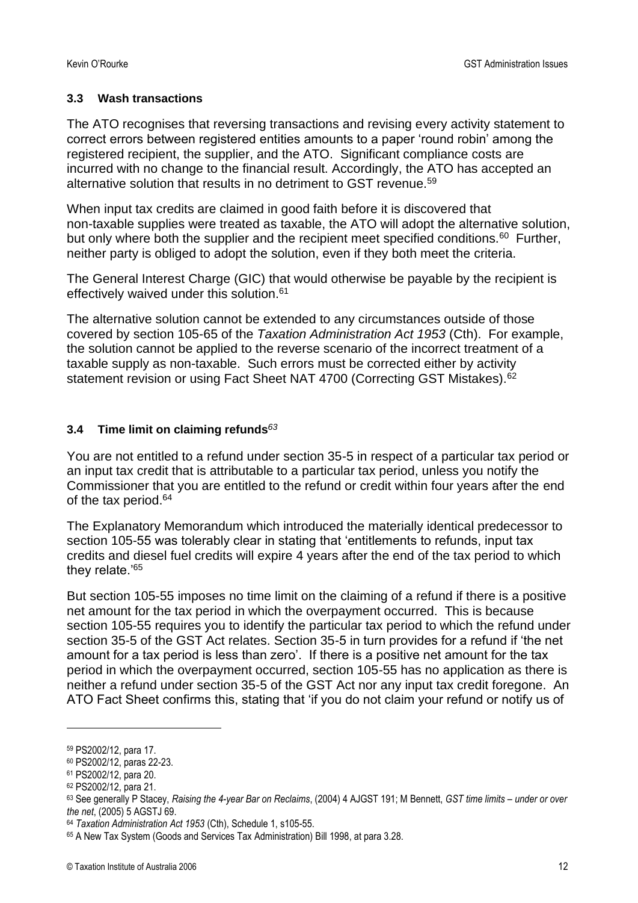### 3.3 Wash transactions

The ATO recognises that reversing transactions and revising every activity statement to correct errors between registered entities amounts to a paper 'round robin' among the registered recipient, the supplier, and the ATO. Significant compliance costs are incurred with no change to the financial result. Accordingly, the ATO has accepted an alternative solution that results in no detriment to GST revenue.[59]

When input tax credits are claimed in good faith before it is discovered that non-taxable supplies were treated as taxable, the ATO will adopt the alternative solution, but only where both the supplier and the recipient meet specified conditions.[60] Further, neither party is obliged to adopt the solution, even if they both meet the criteria.

The General Interest Charge (GIC) that would otherwise be payable by the recipient is effectively waived under this solution.[61]

The alternative solution cannot be extended to any circumstances outside of those covered by section 105-65 of the *Taxation Administration Act 1953* (Cth). For example, the solution cannot be applied to the reverse scenario of the incorrect treatment of a taxable supply as non-taxable. Such errors must be corrected either by activity statement revision or using Fact Sheet NAT 4700 (Correcting GST Mistakes).[62]

### 3.4 Time limit on claiming refunds[63]

You are not entitled to a refund under section 35-5 in respect of a particular tax period or an input tax credit that is attributable to a particular tax period, unless you notify the Commissioner that you are entitled to the refund or credit within four years after the end of the tax period.[64]

The Explanatory Memorandum which introduced the materially identical predecessor to section 105-55 was tolerably clear in stating that 'entitlements to refunds, input tax credits and diesel fuel credits will expire 4 years after the end of the tax period to which they relate.'[65]

But section 105-55 imposes no time limit on the claiming of a refund if there is a positive net amount for the tax period in which the overpayment occurred. This is because section 105-55 requires you to identify the particular tax period to which the refund under section 35-5 of the GST Act relates. Section 35-5 in turn provides for a refund if 'the net amount for a tax period is less than zero'. If there is a positive net amount for the tax period in which the overpayment occurred, section 105-55 has no application as there is neither a refund under section 35-5 of the GST Act nor any input tax credit foregone. An ATO Fact Sheet confirms this, stating that 'if you do not claim your refund or notify us of

---

[59] PS2002/12, para 17.

[60] PS2002/12, paras 22-23.

[61] PS2002/12, para 20.

[62] PS2002/12, para 21.

[63] See generally P Stacey, *Raising the 4-year Bar on Reclaims*, (2004) 4 AJGST 191; M Bennett, *GST time limits – under or over the net*, (2005) 5 AGSTJ 69.

[64] *Taxation Administration Act 1953* (Cth), Schedule 1, s105-55.

[65] A New Tax System (Goods and Services Tax Administration) Bill 1998, at para 3.28.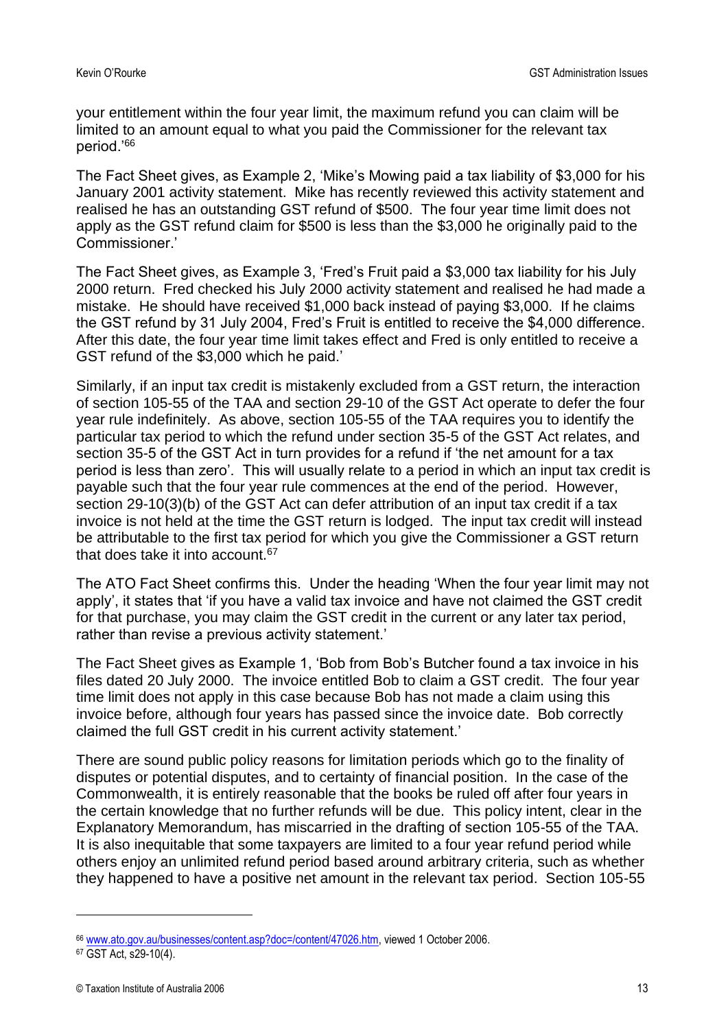your entitlement within the four year limit, the maximum refund you can claim will be limited to an amount equal to what you paid the Commissioner for the relevant tax period.'[66]

The Fact Sheet gives, as Example 2, 'Mike's Mowing paid a tax liability of $3,000 for his January 2001 activity statement. Mike has recently reviewed this activity statement and realised he has an outstanding GST refund of $500. The four year time limit does not apply as the GST refund claim for $500 is less than the $3,000 he originally paid to the Commissioner.'

The Fact Sheet gives, as Example 3, 'Fred's Fruit paid a $3,000 tax liability for his July 2000 return. Fred checked his July 2000 activity statement and realised he had made a mistake. He should have received $1,000 back instead of paying $3,000. If he claims the GST refund by 31 July 2004, Fred's Fruit is entitled to receive the $4,000 difference. After this date, the four year time limit takes effect and Fred is only entitled to receive a GST refund of the $3,000 which he paid.'

Similarly, if an input tax credit is mistakenly excluded from a GST return, the interaction of section 105-55 of the TAA and section 29-10 of the GST Act operate to defer the four year rule indefinitely. As above, section 105-55 of the TAA requires you to identify the particular tax period to which the refund under section 35-5 of the GST Act relates, and section 35-5 of the GST Act in turn provides for a refund if 'the net amount for a tax period is less than zero'. This will usually relate to a period in which an input tax credit is payable such that the four year rule commences at the end of the period. However, section 29-10(3)(b) of the GST Act can defer attribution of an input tax credit if a tax invoice is not held at the time the GST return is lodged. The input tax credit will instead be attributable to the first tax period for which you give the Commissioner a GST return that does take it into account.[67]

The ATO Fact Sheet confirms this. Under the heading 'When the four year limit may not apply', it states that 'if you have a valid tax invoice and have not claimed the GST credit for that purchase, you may claim the GST credit in the current or any later tax period, rather than revise a previous activity statement.'

The Fact Sheet gives as Example 1, 'Bob from Bob's Butcher found a tax invoice in his files dated 20 July 2000. The invoice entitled Bob to claim a GST credit. The four year time limit does not apply in this case because Bob has not made a claim using this invoice before, although four years has passed since the invoice date. Bob correctly claimed the full GST credit in his current activity statement.'

There are sound public policy reasons for limitation periods which go to the finality of disputes or potential disputes, and to certainty of financial position. In the case of the Commonwealth, it is entirely reasonable that the books be ruled off after four years in the certain knowledge that no further refunds will be due. This policy intent, clear in the Explanatory Memorandum, has miscarried in the drafting of section 105-55 of the TAA. It is also inequitable that some taxpayers are limited to a four year refund period while others enjoy an unlimited refund period based around arbitrary criteria, such as whether they happened to have a positive net amount in the relevant tax period. Section 105-55

---

[66] www.ato.gov.au/businesses/content.asp?doc=/content/47026.htm, viewed 1 October 2006.

[67] GST Act, s29-10(4).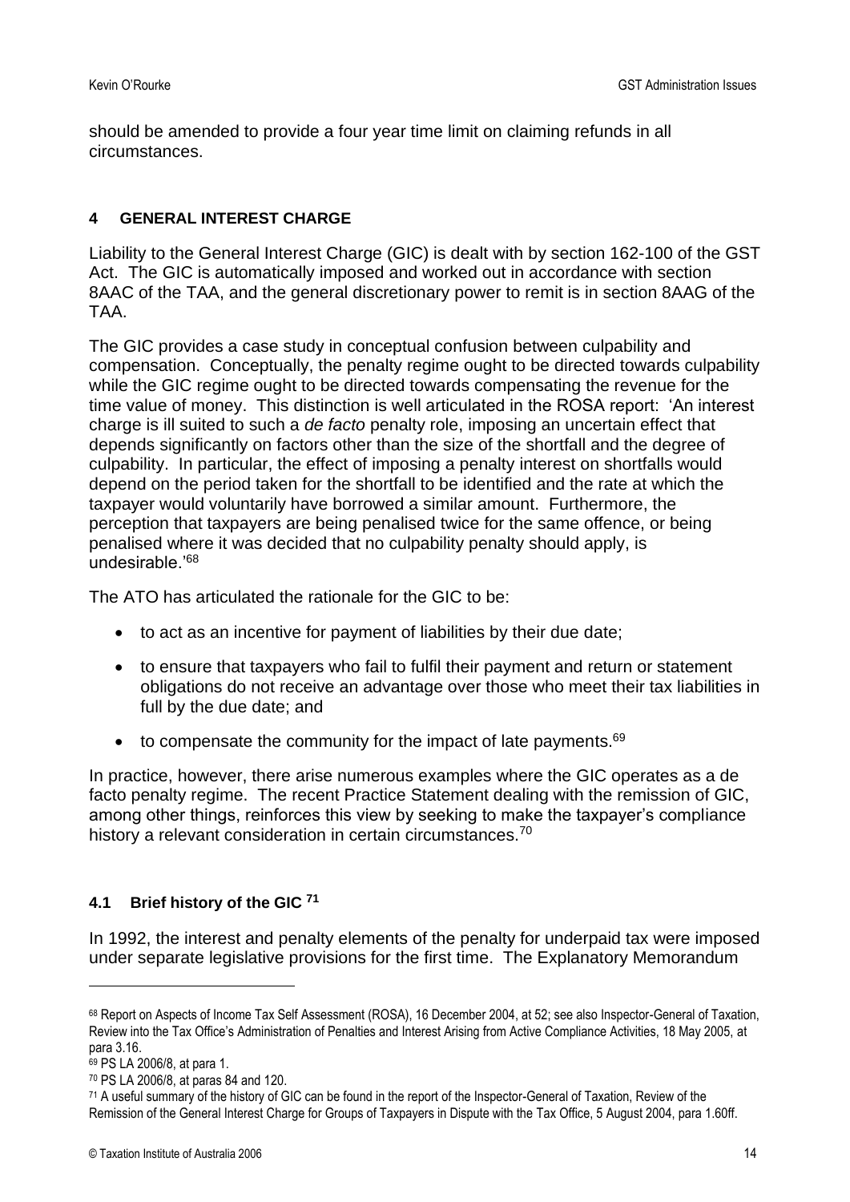should be amended to provide a four year time limit on claiming refunds in all circumstances.

## 4 GENERAL INTEREST CHARGE

Liability to the General Interest Charge (GIC) is dealt with by section 162-100 of the GST Act. The GIC is automatically imposed and worked out in accordance with section 8AAC of the TAA, and the general discretionary power to remit is in section 8AAG of the TAA.

The GIC provides a case study in conceptual confusion between culpability and compensation. Conceptually, the penalty regime ought to be directed towards culpability while the GIC regime ought to be directed towards compensating the revenue for the time value of money. This distinction is well articulated in the ROSA report: 'An interest charge is ill suited to such a *de facto* penalty role, imposing an uncertain effect that depends significantly on factors other than the size of the shortfall and the degree of culpability. In particular, the effect of imposing a penalty interest on shortfalls would depend on the period taken for the shortfall to be identified and the rate at which the taxpayer would voluntarily have borrowed a similar amount. Furthermore, the perception that taxpayers are being penalised twice for the same offence, or being penalised where it was decided that no culpability penalty should apply, is undesirable.'[68]

The ATO has articulated the rationale for the GIC to be:

- to act as an incentive for payment of liabilities by their due date;
- to ensure that taxpayers who fail to fulfil their payment and return or statement obligations do not receive an advantage over those who meet their tax liabilities in full by the due date; and
- to compensate the community for the impact of late payments.[69]

In practice, however, there arise numerous examples where the GIC operates as a de facto penalty regime. The recent Practice Statement dealing with the remission of GIC, among other things, reinforces this view by seeking to make the taxpayer's compliance history a relevant consideration in certain circumstances.[70]

### 4.1 Brief history of the GIC [71]

In 1992, the interest and penalty elements of the penalty for underpaid tax were imposed under separate legislative provisions for the first time. The Explanatory Memorandum

---

[68] Report on Aspects of Income Tax Self Assessment (ROSA), 16 December 2004, at 52; see also Inspector-General of Taxation, Review into the Tax Office's Administration of Penalties and Interest Arising from Active Compliance Activities, 18 May 2005, at para 3.16.

[69] PS LA 2006/8, at para 1.

[70] PS LA 2006/8, at paras 84 and 120.

[71] A useful summary of the history of GIC can be found in the report of the Inspector-General of Taxation, Review of the Remission of the General Interest Charge for Groups of Taxpayers in Dispute with the Tax Office, 5 August 2004, para 1.60ff.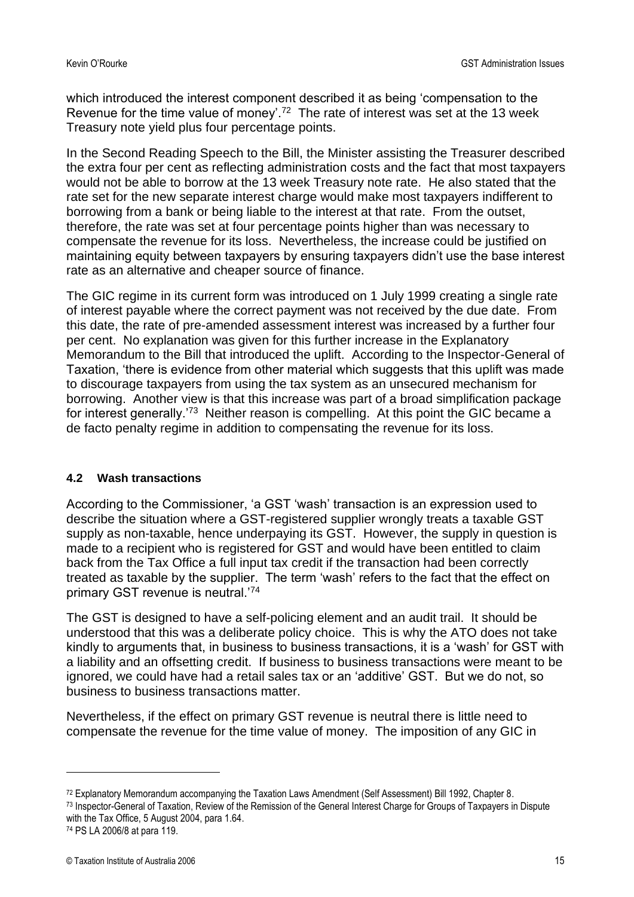which introduced the interest component described it as being 'compensation to the Revenue for the time value of money'.[72] The rate of interest was set at the 13 week Treasury note yield plus four percentage points.

In the Second Reading Speech to the Bill, the Minister assisting the Treasurer described the extra four per cent as reflecting administration costs and the fact that most taxpayers would not be able to borrow at the 13 week Treasury note rate. He also stated that the rate set for the new separate interest charge would make most taxpayers indifferent to borrowing from a bank or being liable to the interest at that rate. From the outset, therefore, the rate was set at four percentage points higher than was necessary to compensate the revenue for its loss. Nevertheless, the increase could be justified on maintaining equity between taxpayers by ensuring taxpayers didn't use the base interest rate as an alternative and cheaper source of finance.

The GIC regime in its current form was introduced on 1 July 1999 creating a single rate of interest payable where the correct payment was not received by the due date. From this date, the rate of pre-amended assessment interest was increased by a further four per cent. No explanation was given for this further increase in the Explanatory Memorandum to the Bill that introduced the uplift. According to the Inspector-General of Taxation, 'there is evidence from other material which suggests that this uplift was made to discourage taxpayers from using the tax system as an unsecured mechanism for borrowing. Another view is that this increase was part of a broad simplification package for interest generally.'[73] Neither reason is compelling. At this point the GIC became a de facto penalty regime in addition to compensating the revenue for its loss.

#### 4.2 Wash transactions

According to the Commissioner, 'a GST 'wash' transaction is an expression used to describe the situation where a GST-registered supplier wrongly treats a taxable GST supply as non-taxable, hence underpaying its GST. However, the supply in question is made to a recipient who is registered for GST and would have been entitled to claim back from the Tax Office a full input tax credit if the transaction had been correctly treated as taxable by the supplier. The term 'wash' refers to the fact that the effect on primary GST revenue is neutral.'[74]

The GST is designed to have a self-policing element and an audit trail. It should be understood that this was a deliberate policy choice. This is why the ATO does not take kindly to arguments that, in business to business transactions, it is a 'wash' for GST with a liability and an offsetting credit. If business to business transactions were meant to be ignored, we could have had a retail sales tax or an 'additive' GST. But we do not, so business to business transactions matter.

Nevertheless, if the effect on primary GST revenue is neutral there is little need to compensate the revenue for the time value of money. The imposition of any GIC in

---

[72] Explanatory Memorandum accompanying the Taxation Laws Amendment (Self Assessment) Bill 1992, Chapter 8.

[73] Inspector-General of Taxation, Review of the Remission of the General Interest Charge for Groups of Taxpayers in Dispute with the Tax Office, 5 August 2004, para 1.64.

[74] PS LA 2006/8 at para 119.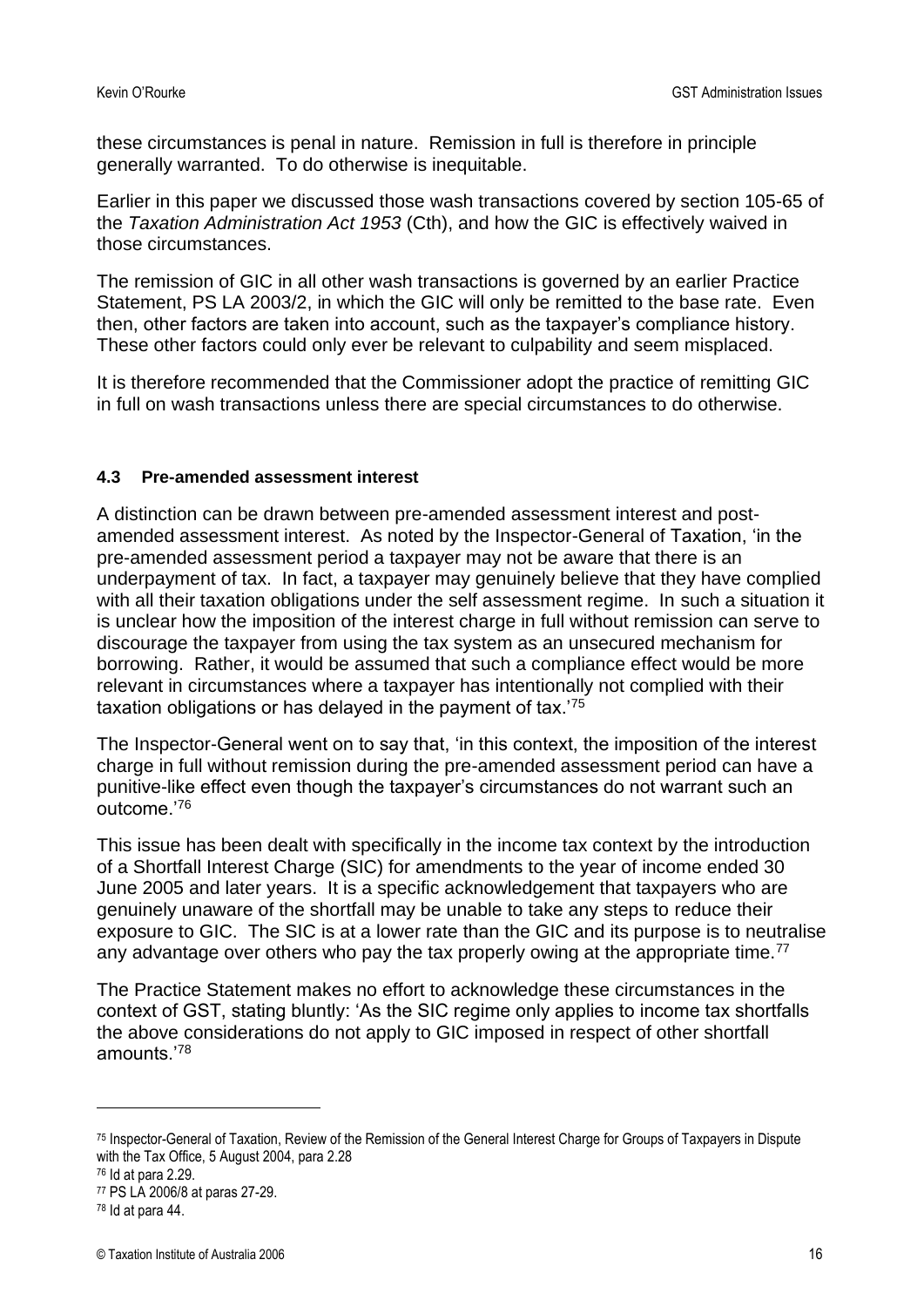these circumstances is penal in nature. Remission in full is therefore in principle generally warranted. To do otherwise is inequitable.

Earlier in this paper we discussed those wash transactions covered by section 105-65 of the *Taxation Administration Act 1953* (Cth), and how the GIC is effectively waived in those circumstances.

The remission of GIC in all other wash transactions is governed by an earlier Practice Statement, PS LA 2003/2, in which the GIC will only be remitted to the base rate. Even then, other factors are taken into account, such as the taxpayer's compliance history. These other factors could only ever be relevant to culpability and seem misplaced.

It is therefore recommended that the Commissioner adopt the practice of remitting GIC in full on wash transactions unless there are special circumstances to do otherwise.

### 4.3 Pre-amended assessment interest

A distinction can be drawn between pre-amended assessment interest and post-amended assessment interest. As noted by the Inspector-General of Taxation, 'in the pre-amended assessment period a taxpayer may not be aware that there is an underpayment of tax. In fact, a taxpayer may genuinely believe that they have complied with all their taxation obligations under the self assessment regime. In such a situation it is unclear how the imposition of the interest charge in full without remission can serve to discourage the taxpayer from using the tax system as an unsecured mechanism for borrowing. Rather, it would be assumed that such a compliance effect would be more relevant in circumstances where a taxpayer has intentionally not complied with their taxation obligations or has delayed in the payment of tax.'[75]

The Inspector-General went on to say that, 'in this context, the imposition of the interest charge in full without remission during the pre-amended assessment period can have a punitive-like effect even though the taxpayer's circumstances do not warrant such an outcome.'[76]

This issue has been dealt with specifically in the income tax context by the introduction of a Shortfall Interest Charge (SIC) for amendments to the year of income ended 30 June 2005 and later years. It is a specific acknowledgement that taxpayers who are genuinely unaware of the shortfall may be unable to take any steps to reduce their exposure to GIC. The SIC is at a lower rate than the GIC and its purpose is to neutralise any advantage over others who pay the tax properly owing at the appropriate time.[77]

The Practice Statement makes no effort to acknowledge these circumstances in the context of GST, stating bluntly: 'As the SIC regime only applies to income tax shortfalls the above considerations do not apply to GIC imposed in respect of other shortfall amounts.'[78]

---

[75] Inspector-General of Taxation, Review of the Remission of the General Interest Charge for Groups of Taxpayers in Dispute with the Tax Office, 5 August 2004, para 2.28

[76] Id at para 2.29.

[77] PS LA 2006/8 at paras 27-29.

[78] Id at para 44.

© Taxation Institute of Australia 2006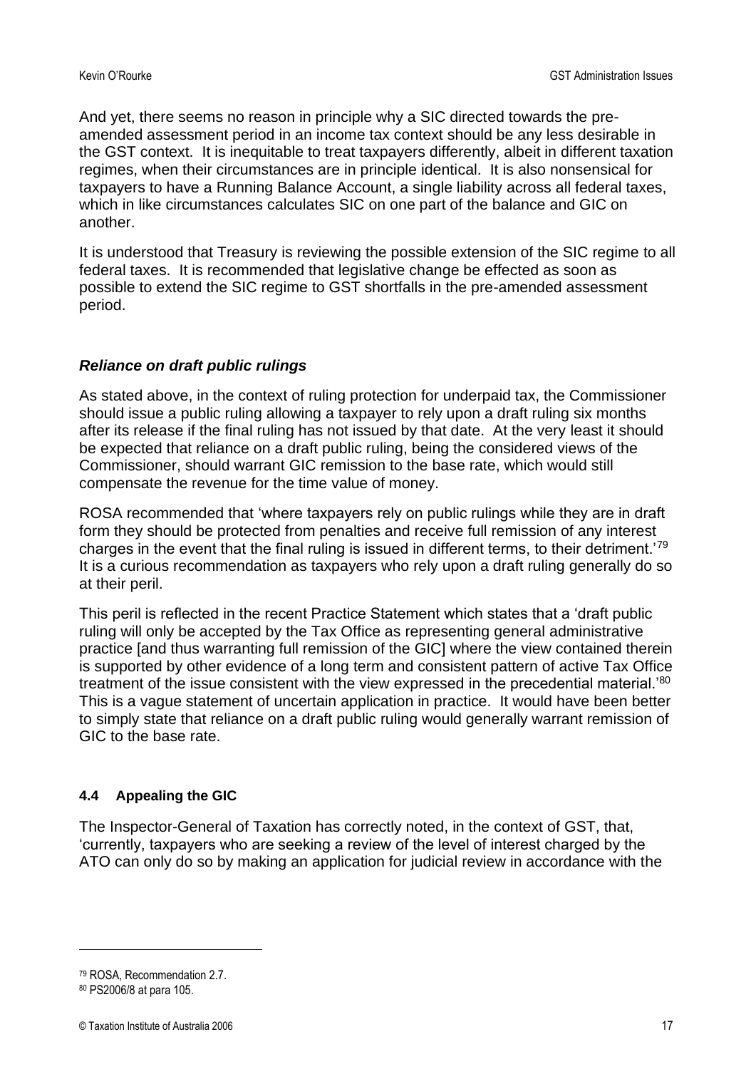And yet, there seems no reason in principle why a SIC directed towards the pre-amended assessment period in an income tax context should be any less desirable in the GST context. It is inequitable to treat taxpayers differently, albeit in different taxation regimes, when their circumstances are in principle identical. It is also nonsensical for taxpayers to have a Running Balance Account, a single liability across all federal taxes, which in like circumstances calculates SIC on one part of the balance and GIC on another.

It is understood that Treasury is reviewing the possible extension of the SIC regime to all federal taxes. It is recommended that legislative change be effected as soon as possible to extend the SIC regime to GST shortfalls in the pre-amended assessment period.

### *Reliance on draft public rulings*

As stated above, in the context of ruling protection for underpaid tax, the Commissioner should issue a public ruling allowing a taxpayer to rely upon a draft ruling six months after its release if the final ruling has not issued by that date. At the very least it should be expected that reliance on a draft public ruling, being the considered views of the Commissioner, should warrant GIC remission to the base rate, which would still compensate the revenue for the time value of money.

ROSA recommended that 'where taxpayers rely on public rulings while they are in draft form they should be protected from penalties and receive full remission of any interest charges in the event that the final ruling is issued in different terms, to their detriment.'[79] It is a curious recommendation as taxpayers who rely upon a draft ruling generally do so at their peril.

This peril is reflected in the recent Practice Statement which states that a 'draft public ruling will only be accepted by the Tax Office as representing general administrative practice [and thus warranting full remission of the GIC] where the view contained therein is supported by other evidence of a long term and consistent pattern of active Tax Office treatment of the issue consistent with the view expressed in the precedential material.'[80] This is a vague statement of uncertain application in practice. It would have been better to simply state that reliance on a draft public ruling would generally warrant remission of GIC to the base rate.

### **4.4 Appealing the GIC**

The Inspector-General of Taxation has correctly noted, in the context of GST, that, 'currently, taxpayers who are seeking a review of the level of interest charged by the ATO can only do so by making an application for judicial review in accordance with the

---

[79] ROSA, Recommendation 2.7.

[80] PS2006/8 at para 105.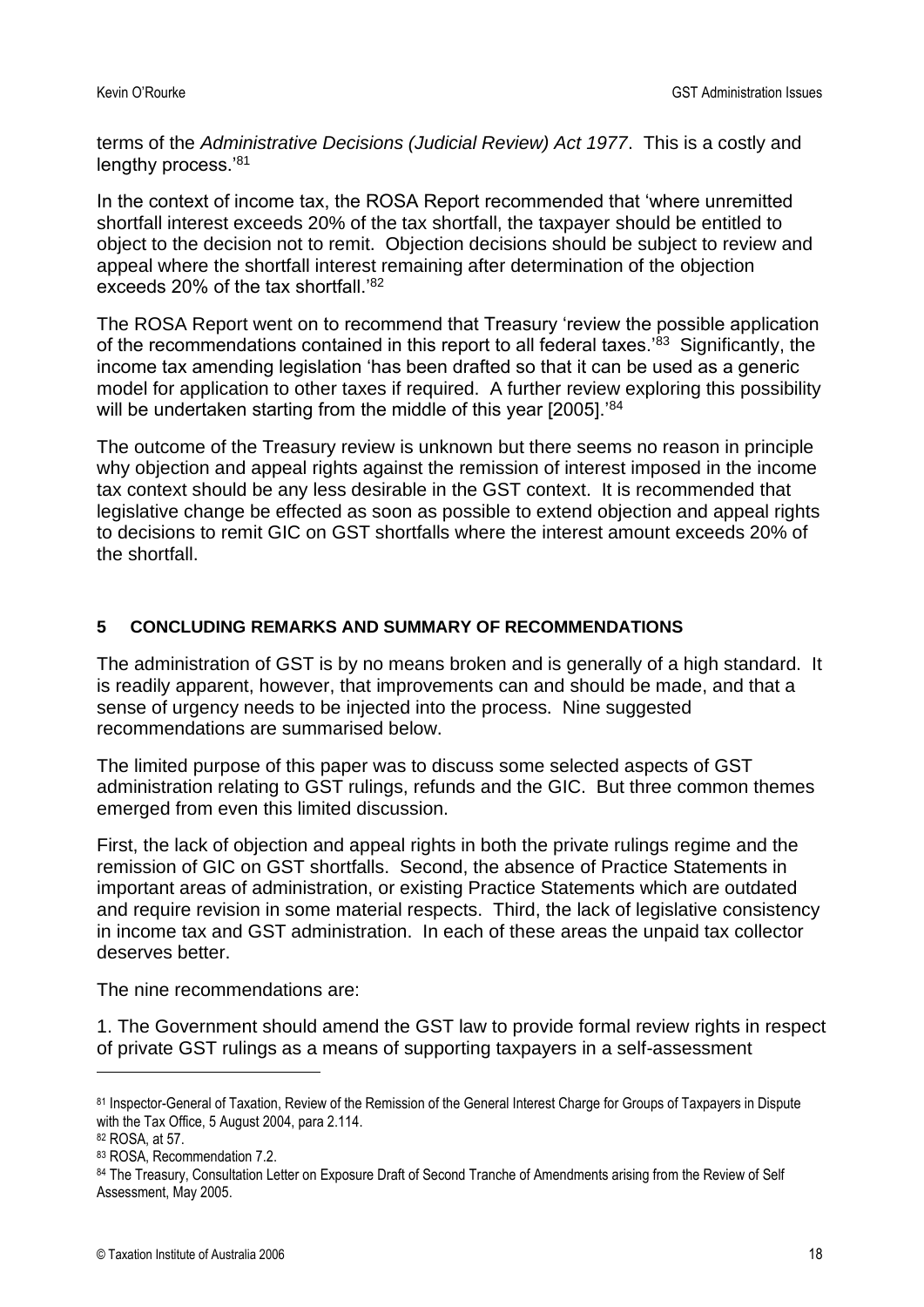terms of the *Administrative Decisions (Judicial Review) Act 1977*. This is a costly and lengthy process.'[81]

In the context of income tax, the ROSA Report recommended that 'where unremitted shortfall interest exceeds 20% of the tax shortfall, the taxpayer should be entitled to object to the decision not to remit. Objection decisions should be subject to review and appeal where the shortfall interest remaining after determination of the objection exceeds 20% of the tax shortfall.'[82]

The ROSA Report went on to recommend that Treasury 'review the possible application of the recommendations contained in this report to all federal taxes.'[83] Significantly, the income tax amending legislation 'has been drafted so that it can be used as a generic model for application to other taxes if required. A further review exploring this possibility will be undertaken starting from the middle of this year [2005].'[84]

The outcome of the Treasury review is unknown but there seems no reason in principle why objection and appeal rights against the remission of interest imposed in the income tax context should be any less desirable in the GST context. It is recommended that legislative change be effected as soon as possible to extend objection and appeal rights to decisions to remit GIC on GST shortfalls where the interest amount exceeds 20% of the shortfall.

## 5 CONCLUDING REMARKS AND SUMMARY OF RECOMMENDATIONS

The administration of GST is by no means broken and is generally of a high standard. It is readily apparent, however, that improvements can and should be made, and that a sense of urgency needs to be injected into the process. Nine suggested recommendations are summarised below.

The limited purpose of this paper was to discuss some selected aspects of GST administration relating to GST rulings, refunds and the GIC. But three common themes emerged from even this limited discussion.

First, the lack of objection and appeal rights in both the private rulings regime and the remission of GIC on GST shortfalls. Second, the absence of Practice Statements in important areas of administration, or existing Practice Statements which are outdated and require revision in some material respects. Third, the lack of legislative consistency in income tax and GST administration. In each of these areas the unpaid tax collector deserves better.

The nine recommendations are:

1. The Government should amend the GST law to provide formal review rights in respect of private GST rulings as a means of supporting taxpayers in a self-assessment

---

[81] Inspector-General of Taxation, Review of the Remission of the General Interest Charge for Groups of Taxpayers in Dispute with the Tax Office, 5 August 2004, para 2.114.

[82] ROSA, at 57.

[83] ROSA, Recommendation 7.2.

[84] The Treasury, Consultation Letter on Exposure Draft of Second Tranche of Amendments arising from the Review of Self Assessment, May 2005.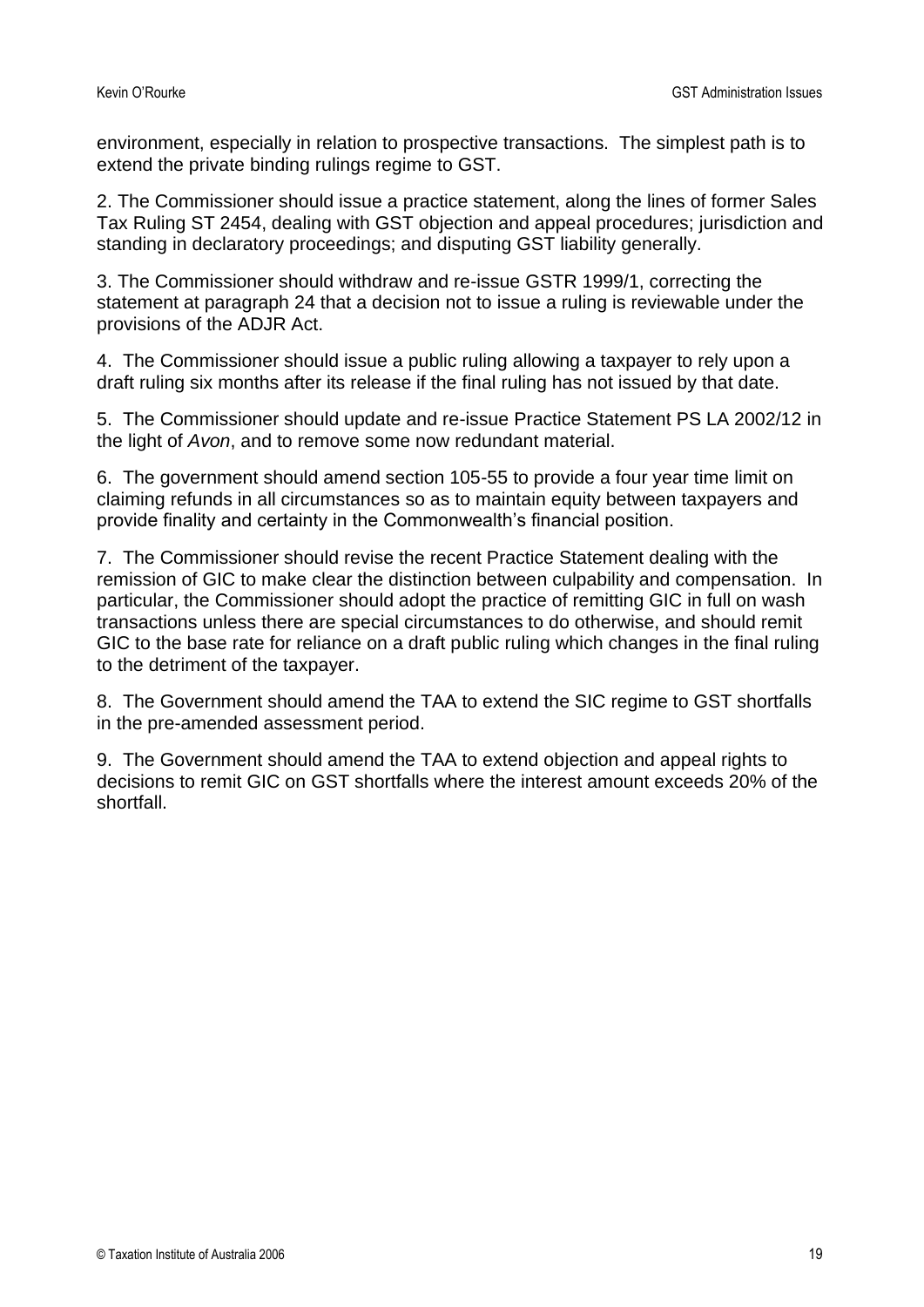environment, especially in relation to prospective transactions. The simplest path is to extend the private binding rulings regime to GST.

2. The Commissioner should issue a practice statement, along the lines of former Sales Tax Ruling ST 2454, dealing with GST objection and appeal procedures; jurisdiction and standing in declaratory proceedings; and disputing GST liability generally.

3. The Commissioner should withdraw and re-issue GSTR 1999/1, correcting the statement at paragraph 24 that a decision not to issue a ruling is reviewable under the provisions of the ADJR Act.

4. The Commissioner should issue a public ruling allowing a taxpayer to rely upon a draft ruling six months after its release if the final ruling has not issued by that date.

5. The Commissioner should update and re-issue Practice Statement PS LA 2002/12 in the light of *Avon*, and to remove some now redundant material.

6. The government should amend section 105-55 to provide a four year time limit on claiming refunds in all circumstances so as to maintain equity between taxpayers and provide finality and certainty in the Commonwealth's financial position.

7. The Commissioner should revise the recent Practice Statement dealing with the remission of GIC to make clear the distinction between culpability and compensation. In particular, the Commissioner should adopt the practice of remitting GIC in full on wash transactions unless there are special circumstances to do otherwise, and should remit GIC to the base rate for reliance on a draft public ruling which changes in the final ruling to the detriment of the taxpayer.

8. The Government should amend the TAA to extend the SIC regime to GST shortfalls in the pre-amended assessment period.

9. The Government should amend the TAA to extend objection and appeal rights to decisions to remit GIC on GST shortfalls where the interest amount exceeds 20% of the shortfall.